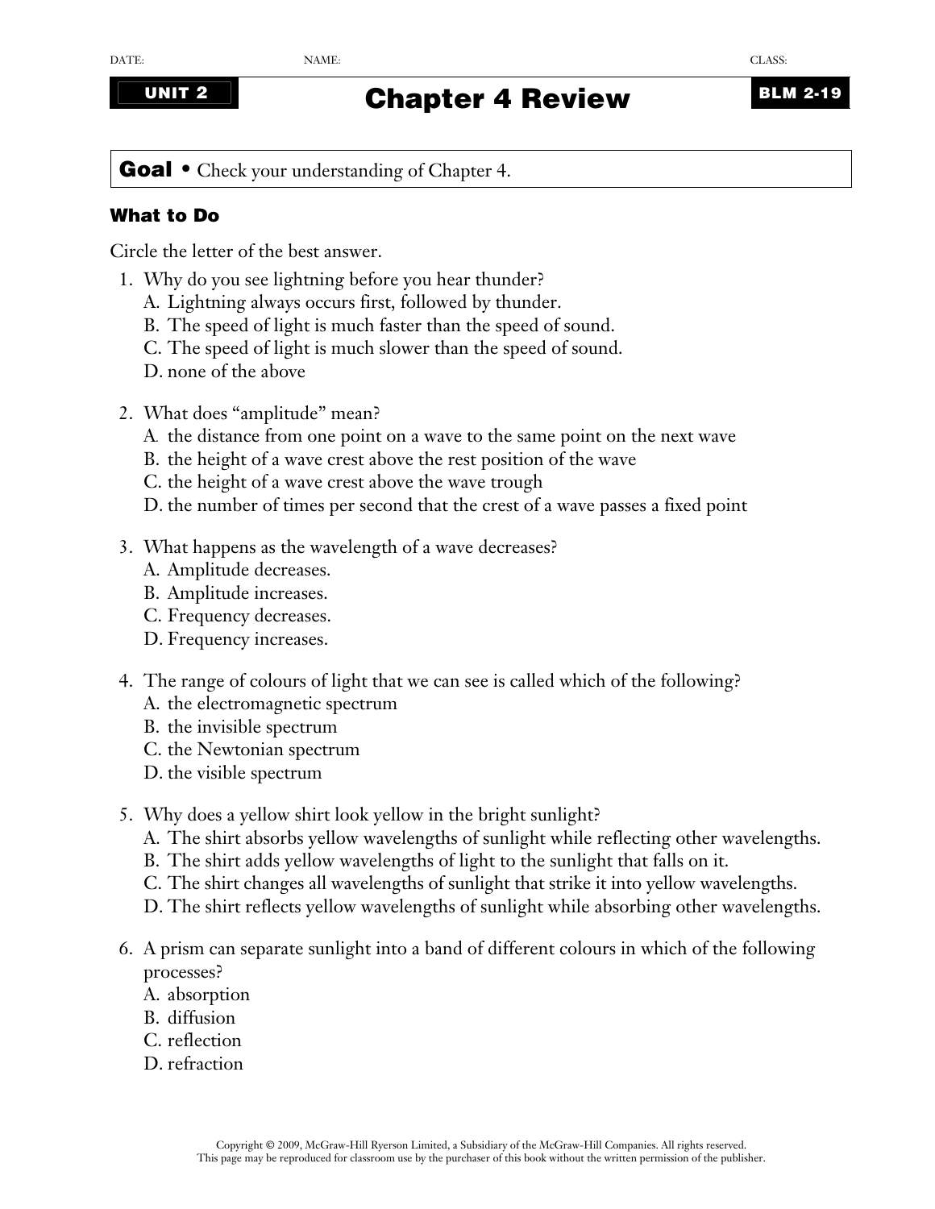DATE: NAME: CLASS:

UNIT 2

# Chapter 4 Review

BLM 2-19

**Goal** • Check your understanding of Chapter 4.

### What to Do

Circle the letter of the best answer.

1. Why do you see lightning before you hear thunder?
   A. Lightning always occurs first, followed by thunder.
   B. The speed of light is much faster than the speed of sound.
   C. The speed of light is much slower than the speed of sound.
   D. none of the above

2. What does “amplitude” mean?
   A. the distance from one point on a wave to the same point on the next wave
   B. the height of a wave crest above the rest position of the wave
   C. the height of a wave crest above the wave trough
   D. the number of times per second that the crest of a wave passes a fixed point

3. What happens as the wavelength of a wave decreases?
   A. Amplitude decreases.
   B. Amplitude increases.
   C. Frequency decreases.
   D. Frequency increases.

4. The range of colours of light that we can see is called which of the following?
   A. the electromagnetic spectrum
   B. the invisible spectrum
   C. the Newtonian spectrum
   D. the visible spectrum

5. Why does a yellow shirt look yellow in the bright sunlight?
   A. The shirt absorbs yellow wavelengths of sunlight while reflecting other wavelengths.
   B. The shirt adds yellow wavelengths of light to the sunlight that falls on it.
   C. The shirt changes all wavelengths of sunlight that strike it into yellow wavelengths.
   D. The shirt reflects yellow wavelengths of sunlight while absorbing other wavelengths.

6. A prism can separate sunlight into a band of different colours in which of the following processes?
   A. absorption
   B. diffusion
   C. reflection
   D. refraction

Copyright © 2009, McGraw-Hill Ryerson Limited, a Subsidiary of the McGraw-Hill Companies. All rights reserved.
This page may be reproduced for classroom use by the purchaser of this book without the written permission of the publisher.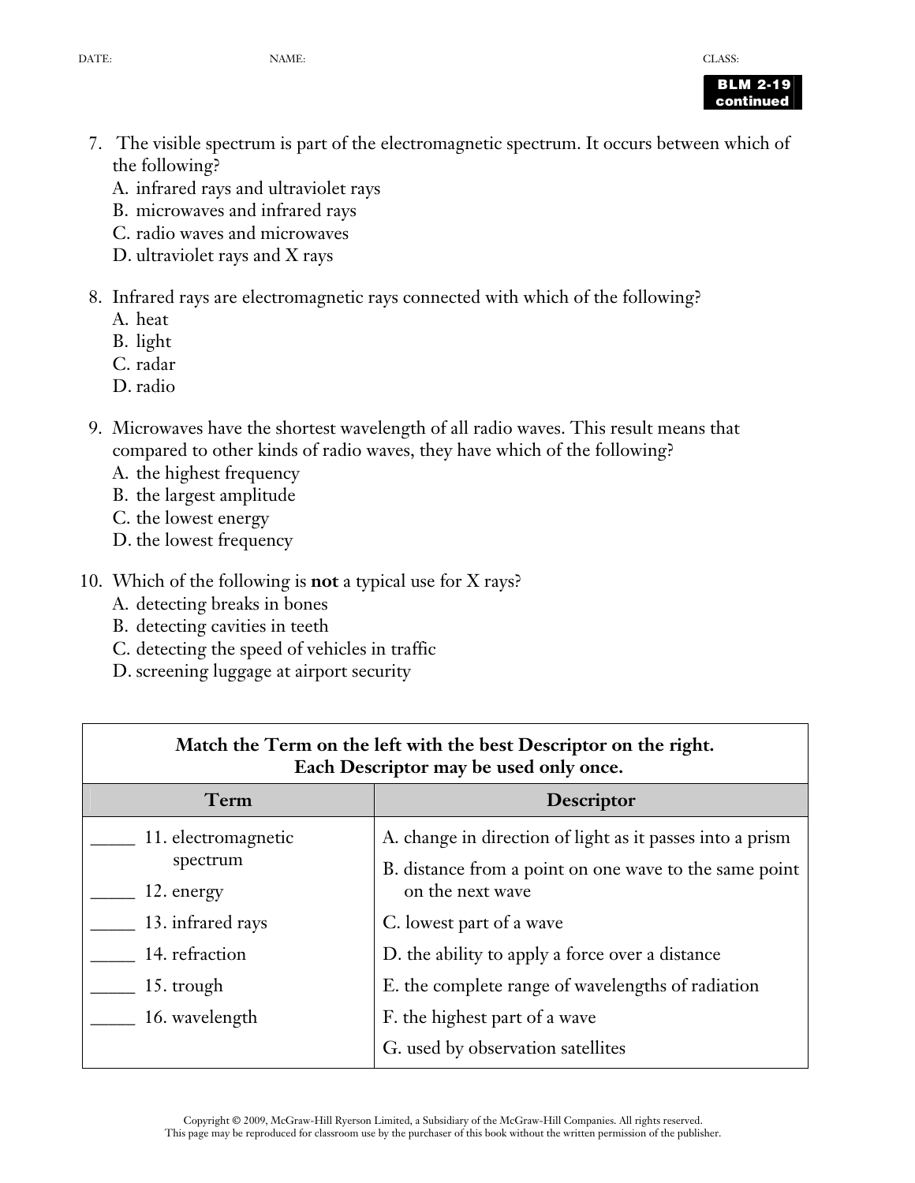DATE: NAME: CLASS:

**BLM 2-19 continued**

7. The visible spectrum is part of the electromagnetic spectrum. It occurs between which of the following?
   A. infrared rays and ultraviolet rays
   B. microwaves and infrared rays
   C. radio waves and microwaves
   D. ultraviolet rays and X rays

8. Infrared rays are electromagnetic rays connected with which of the following?
   A. heat
   B. light
   C. radar
   D. radio

9. Microwaves have the shortest wavelength of all radio waves. This result means that compared to other kinds of radio waves, they have which of the following?
   A. the highest frequency
   B. the largest amplitude
   C. the lowest energy
   D. the lowest frequency

10. Which of the following is **not** a typical use for X rays?
    A. detecting breaks in bones
    B. detecting cavities in teeth
    C. detecting the speed of vehicles in traffic
    D. screening luggage at airport security

**Match the Term on the left with the best Descriptor on the right. Each Descriptor may be used only once.**

| Term | Descriptor |
|---|---|
| _____ 11. electromagnetic spectrum | A. change in direction of light as it passes into a prism |
| _____ 12. energy | B. distance from a point on one wave to the same point on the next wave |
| _____ 13. infrared rays | C. lowest part of a wave |
| _____ 14. refraction | D. the ability to apply a force over a distance |
| _____ 15. trough | E. the complete range of wavelengths of radiation |
| _____ 16. wavelength | F. the highest part of a wave |
| | G. used by observation satellites |

Copyright © 2009, McGraw-Hill Ryerson Limited, a Subsidiary of the McGraw-Hill Companies. All rights reserved.
This page may be reproduced for classroom use by the purchaser of this book without the written permission of the publisher.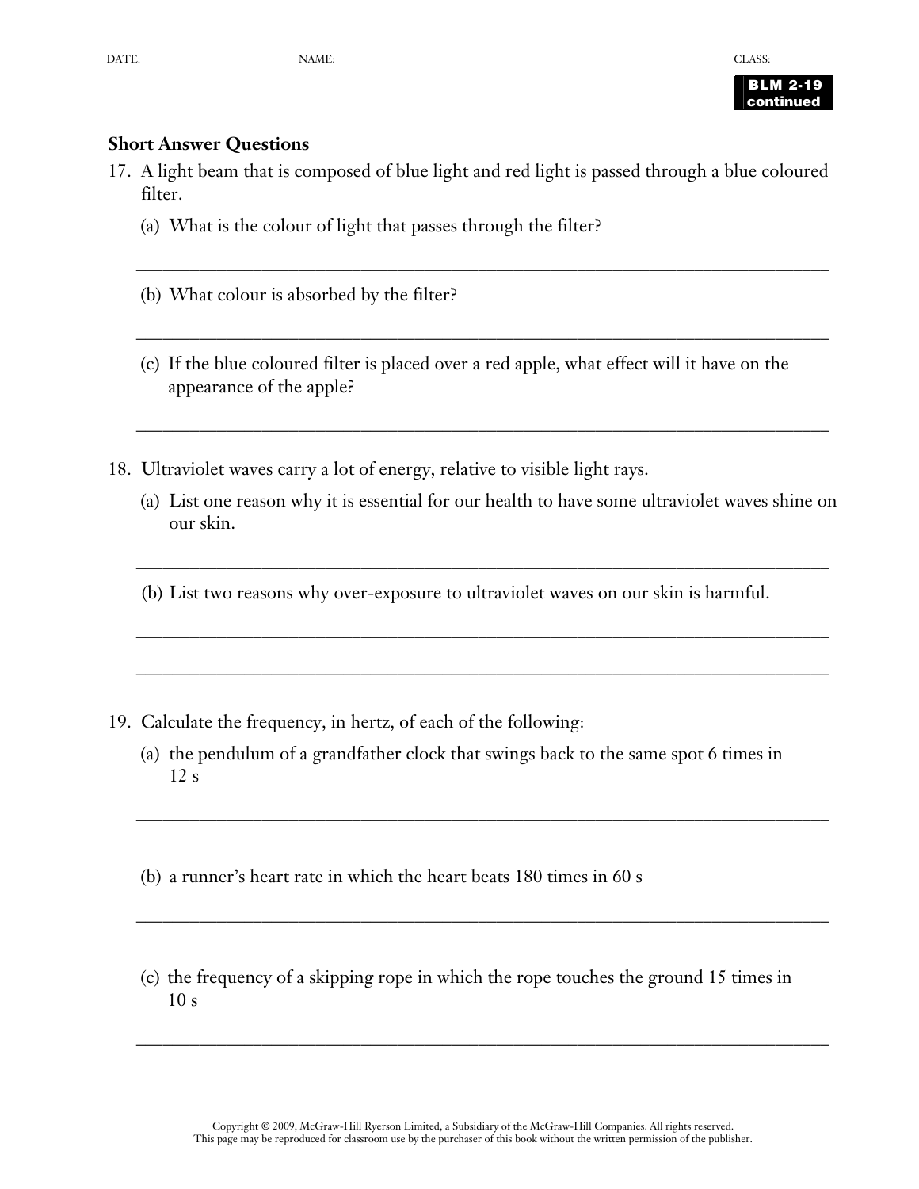DATE: NAME: CLASS:

**BLM 2-19 continued**

## Short Answer Questions

17. A light beam that is composed of blue light and red light is passed through a blue coloured filter.

    (a) What is the colour of light that passes through the filter?

    ______________________________________________________________________

    (b) What colour is absorbed by the filter?

    ______________________________________________________________________

    (c) If the blue coloured filter is placed over a red apple, what effect will it have on the appearance of the apple?

    ______________________________________________________________________

18. Ultraviolet waves carry a lot of energy, relative to visible light rays.

    (a) List one reason why it is essential for our health to have some ultraviolet waves shine on our skin.

    ______________________________________________________________________

    (b) List two reasons why over-exposure to ultraviolet waves on our skin is harmful.

    ______________________________________________________________________

    ______________________________________________________________________

19. Calculate the frequency, in hertz, of each of the following:

    (a) the pendulum of a grandfather clock that swings back to the same spot 6 times in 12 s

    ______________________________________________________________________

    (b) a runner's heart rate in which the heart beats 180 times in 60 s

    ______________________________________________________________________

    (c) the frequency of a skipping rope in which the rope touches the ground 15 times in 10 s

    ______________________________________________________________________

Copyright © 2009, McGraw-Hill Ryerson Limited, a Subsidiary of the McGraw-Hill Companies. All rights reserved.
This page may be reproduced for classroom use by the purchaser of this book without the written permission of the publisher.